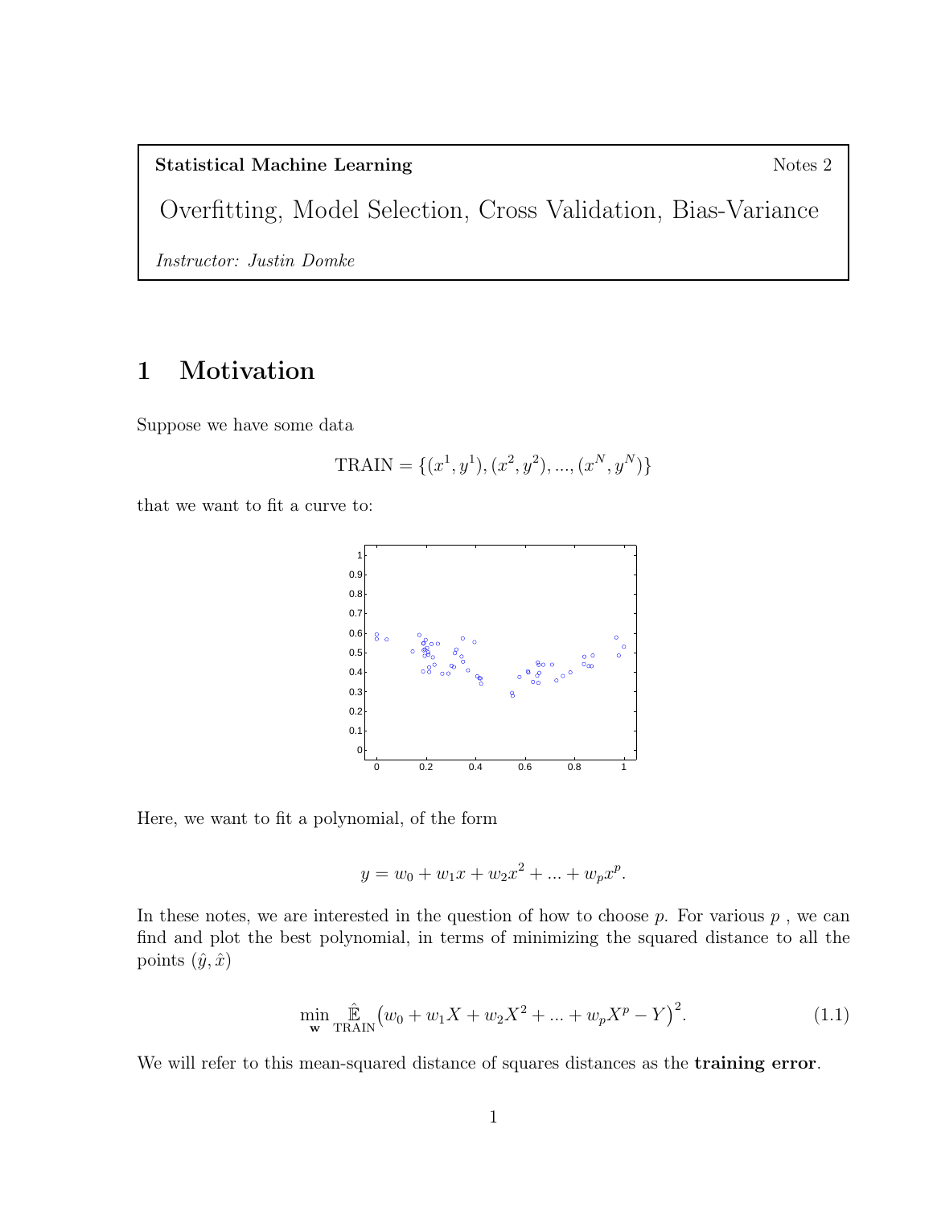**Statistical Machine Learning** Notes 2

Overfitting, Model Selection, Cross Validation, Bias-Variance

*Instructor: Justin Domke*

# 1 Motivation

Suppose we have some data

$$\text{TRAIN} = \{(x^1, y^1), (x^2, y^2), ..., (x^N, y^N)\}$$

that we want to fit a curve to:

Here, we want to fit a polynomial, of the form

$$y = w_0 + w_1 x + w_2 x^2 + ... + w_p x^p.$$

In these notes, we are interested in the question of how to choose $p$. For various $p$ , we can find and plot the best polynomial, in terms of minimizing the squared distance to all the points $(\hat{y}, \hat{x})$

$$\min_{\mathbf{w}} \hat{\mathbb{E}}_{\text{TRAIN}} \big(w_0 + w_1 X + w_2 X^2 + ... + w_p X^p - Y\big)^2. \tag{1.1}$$

We will refer to this mean-squared distance of squares distances as the **training error**.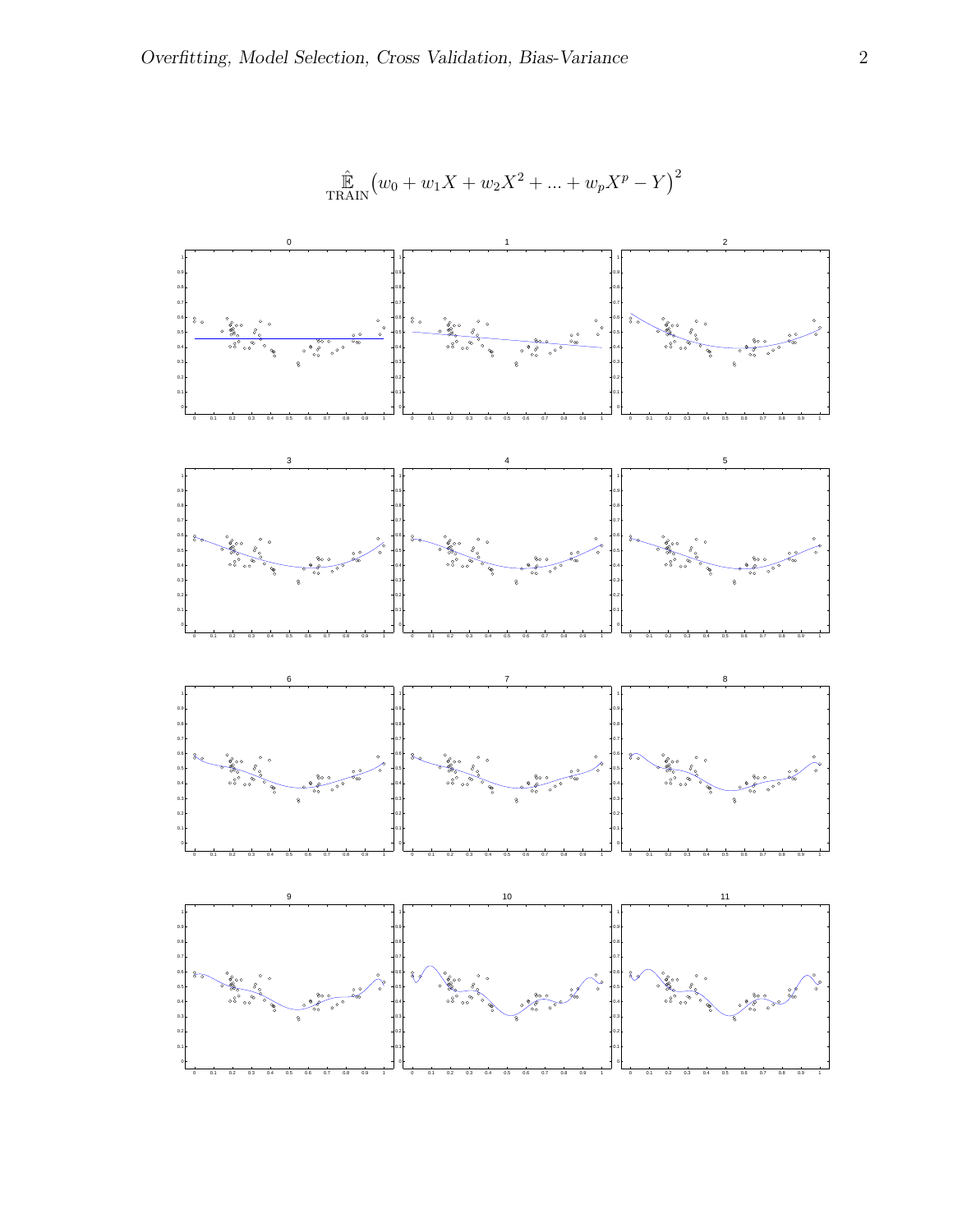$$\hat{\mathbb{E}}_{\text{TRAIN}}\left(w_0 + w_1 X + w_2 X^2 + \dots + w_p X^p - Y\right)^2$$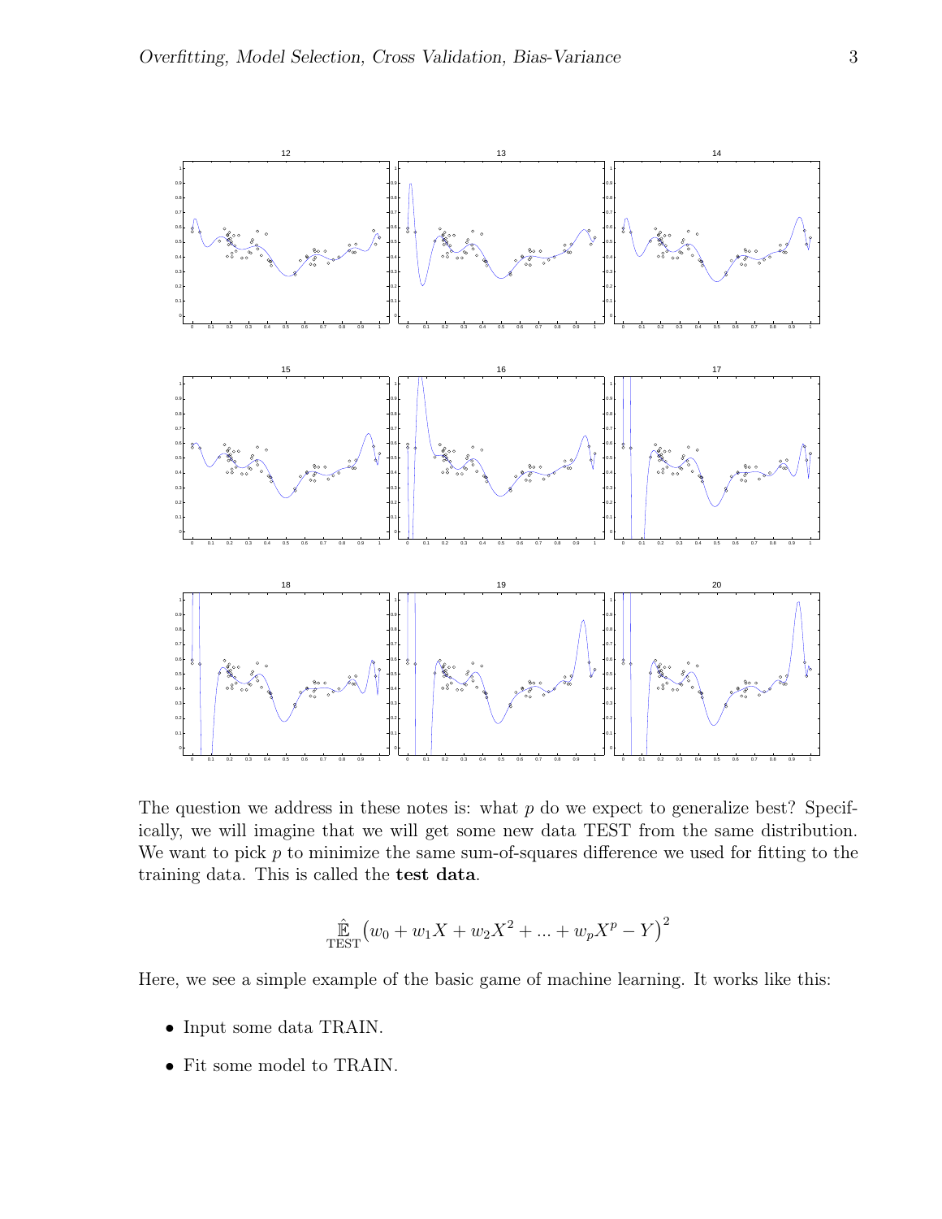The question we address in these notes is: what $p$ do we expect to generalize best? Specifically, we will imagine that we will get some new data TEST from the same distribution. We want to pick $p$ to minimize the same sum-of-squares difference we used for fitting to the training data. This is called the **test data**.

$$\hat{\mathbb{E}}_{\text{TEST}} \left( w_0 + w_1 X + w_2 X^2 + ... + w_p X^p - Y \right)^2$$

Here, we see a simple example of the basic game of machine learning. It works like this:

- Input some data TRAIN.
- Fit some model to TRAIN.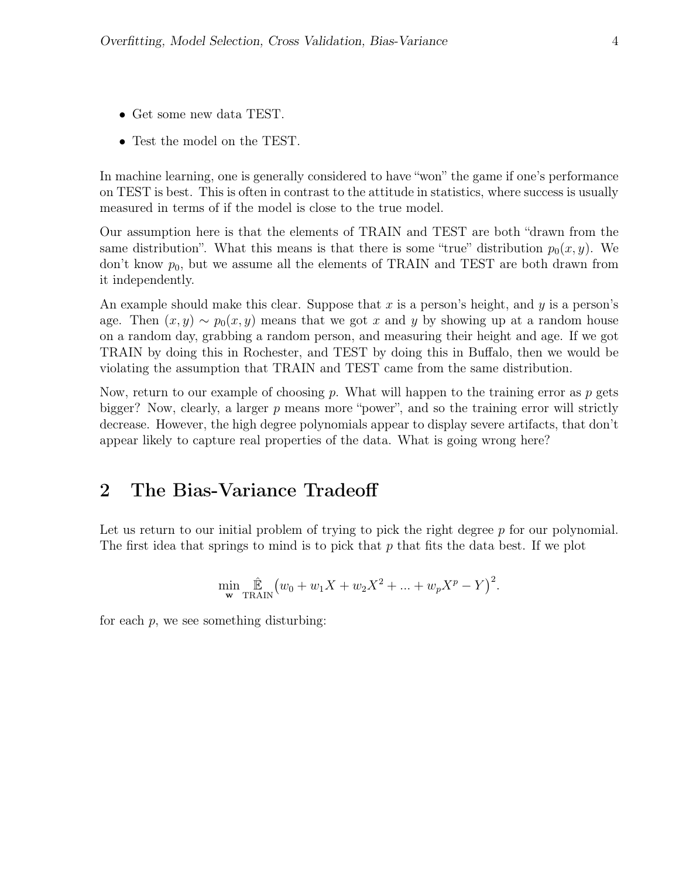- Get some new data TEST.
- Test the model on the TEST.

In machine learning, one is generally considered to have "won" the game if one's performance on TEST is best. This is often in contrast to the attitude in statistics, where success is usually measured in terms of if the model is close to the true model.

Our assumption here is that the elements of TRAIN and TEST are both "drawn from the same distribution". What this means is that there is some "true" distribution $p_0(x, y)$. We don't know $p_0$, but we assume all the elements of TRAIN and TEST are both drawn from it independently.

An example should make this clear. Suppose that $x$ is a person's height, and $y$ is a person's age. Then $(x, y) \sim p_0(x, y)$ means that we got $x$ and $y$ by showing up at a random house on a random day, grabbing a random person, and measuring their height and age. If we got TRAIN by doing this in Rochester, and TEST by doing this in Buffalo, then we would be violating the assumption that TRAIN and TEST came from the same distribution.

Now, return to our example of choosing $p$. What will happen to the training error as $p$ gets bigger? Now, clearly, a larger $p$ means more "power", and so the training error will strictly decrease. However, the high degree polynomials appear to display severe artifacts, that don't appear likely to capture real properties of the data. What is going wrong here?

## 2 The Bias-Variance Tradeoff

Let us return to our initial problem of trying to pick the right degree $p$ for our polynomial. The first idea that springs to mind is to pick that $p$ that fits the data best. If we plot

$$\min_{\mathbf{w}} \hat{\mathbb{E}}_{\text{TRAIN}} \big(w_0 + w_1 X + w_2 X^2 + ... + w_p X^p - Y\big)^2.$$

for each $p$, we see something disturbing: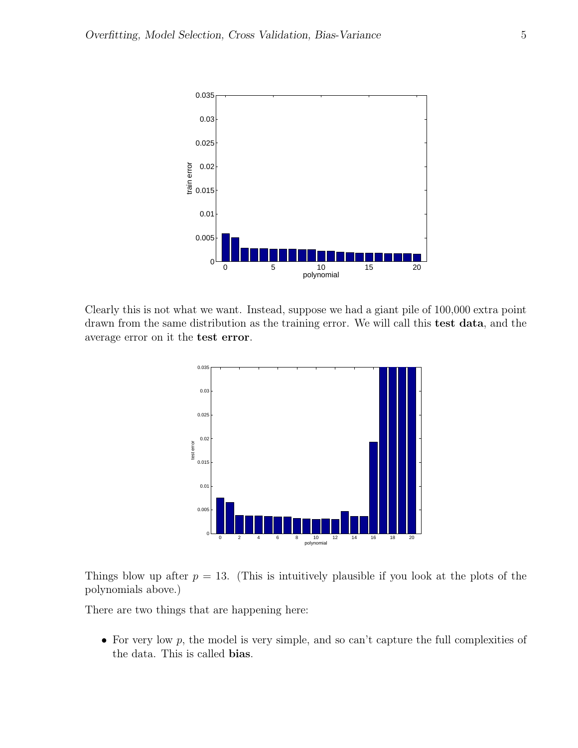Clearly this is not what we want. Instead, suppose we had a giant pile of 100,000 extra point drawn from the same distribution as the training error. We will call this **test data**, and the average error on it the **test error**.

Things blow up after $p = 13$. (This is intuitively plausible if you look at the plots of the polynomials above.)

There are two things that are happening here:

- For very low $p$, the model is very simple, and so can't capture the full complexities of the data. This is called **bias**.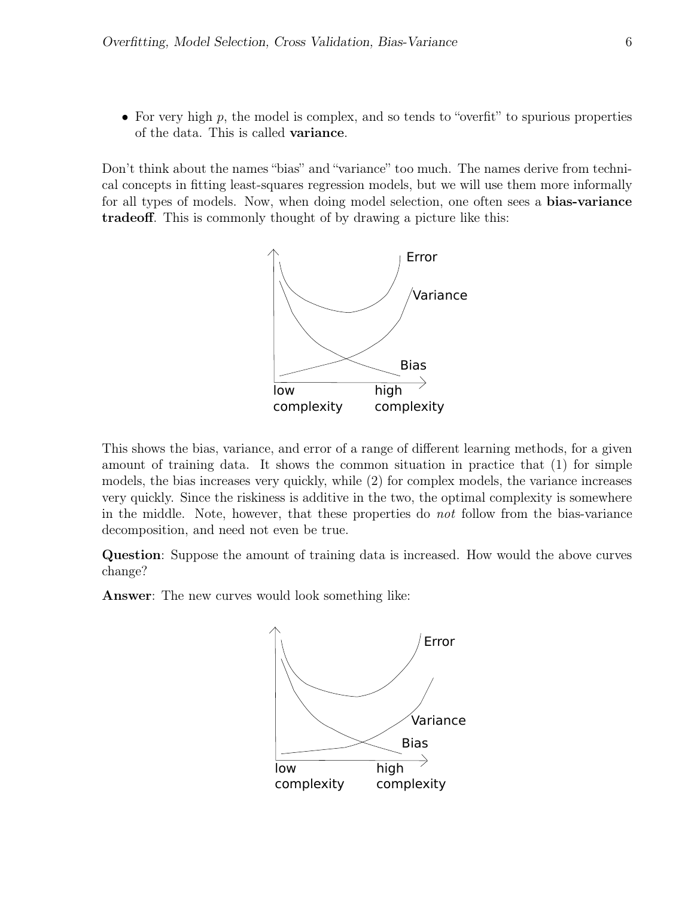- For very high $p$, the model is complex, and so tends to "overfit" to spurious properties of the data. This is called **variance**.

Don't think about the names "bias" and "variance" too much. The names derive from technical concepts in fitting least-squares regression models, but we will use them more informally for all types of models. Now, when doing model selection, one often sees a **bias-variance tradeoff**. This is commonly thought of by drawing a picture like this:

This shows the bias, variance, and error of a range of different learning methods, for a given amount of training data. It shows the common situation in practice that (1) for simple models, the bias increases very quickly, while (2) for complex models, the variance increases very quickly. Since the riskiness is additive in the two, the optimal complexity is somewhere in the middle. Note, however, that these properties do *not* follow from the bias-variance decomposition, and need not even be true.

**Question**: Suppose the amount of training data is increased. How would the above curves change?

**Answer**: The new curves would look something like: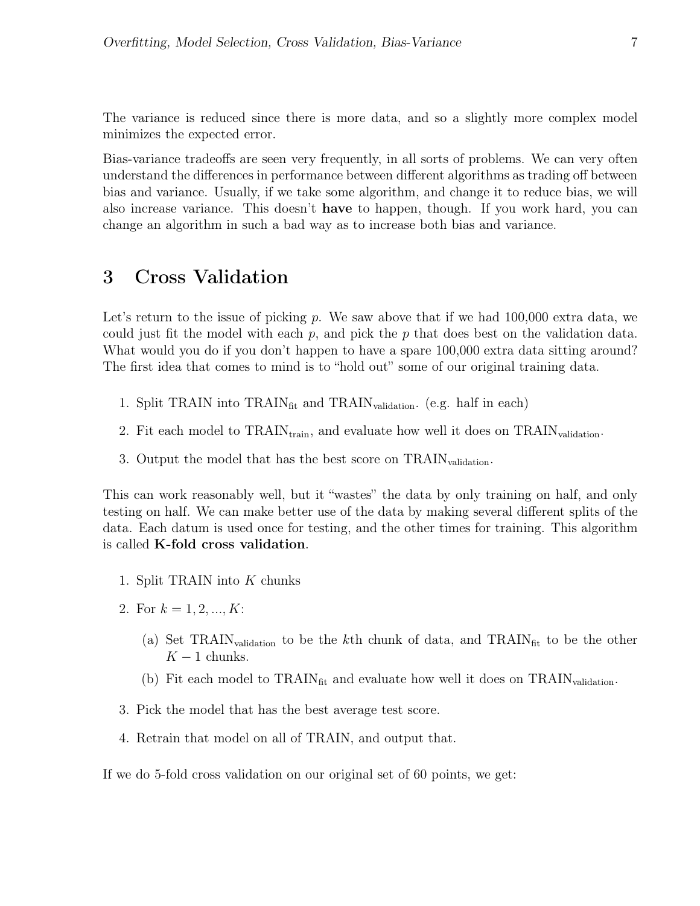The variance is reduced since there is more data, and so a slightly more complex model minimizes the expected error.

Bias-variance tradeoffs are seen very frequently, in all sorts of problems. We can very often understand the differences in performance between different algorithms as trading off between bias and variance. Usually, if we take some algorithm, and change it to reduce bias, we will also increase variance. This doesn't **have** to happen, though. If you work hard, you can change an algorithm in such a bad way as to increase both bias and variance.

## 3 Cross Validation

Let's return to the issue of picking $p$. We saw above that if we had 100,000 extra data, we could just fit the model with each $p$, and pick the $p$ that does best on the validation data. What would you do if you don't happen to have a spare 100,000 extra data sitting around? The first idea that comes to mind is to "hold out" some of our original training data.

1. Split TRAIN into $\text{TRAIN}_{\text{fit}}$ and $\text{TRAIN}_{\text{validation}}$. (e.g. half in each)
2. Fit each model to $\text{TRAIN}_{\text{train}}$, and evaluate how well it does on $\text{TRAIN}_{\text{validation}}$.
3. Output the model that has the best score on $\text{TRAIN}_{\text{validation}}$.

This can work reasonably well, but it "wastes" the data by only training on half, and only testing on half. We can make better use of the data by making several different splits of the data. Each datum is used once for testing, and the other times for training. This algorithm is called **K-fold cross validation**.

1. Split TRAIN into $K$ chunks
2. For $k = 1, 2, ..., K$:
   (a) Set $\text{TRAIN}_{\text{validation}}$ to be the $k$th chunk of data, and $\text{TRAIN}_{\text{fit}}$ to be the other $K - 1$ chunks.
   (b) Fit each model to $\text{TRAIN}_{\text{fit}}$ and evaluate how well it does on $\text{TRAIN}_{\text{validation}}$.
3. Pick the model that has the best average test score.
4. Retrain that model on all of TRAIN, and output that.

If we do 5-fold cross validation on our original set of 60 points, we get: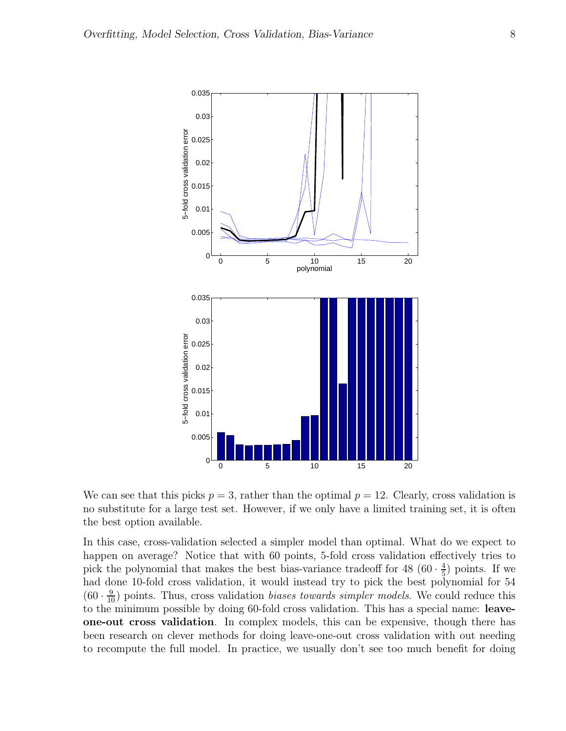We can see that this picks $p = 3$, rather than the optimal $p = 12$. Clearly, cross validation is no substitute for a large test set. However, if we only have a limited training set, it is often the best option available.

In this case, cross-validation selected a simpler model than optimal. What do we expect to happen on average? Notice that with 60 points, 5-fold cross validation effectively tries to pick the polynomial that makes the best bias-variance tradeoff for 48 $(60 \cdot \frac{4}{5})$ points. If we had done 10-fold cross validation, it would instead try to pick the best polynomial for 54 $(60 \cdot \frac{9}{10})$ points. Thus, cross validation *biases towards simpler models*. We could reduce this to the minimum possible by doing 60-fold cross validation. This has a special name: **leave-one-out cross validation**. In complex models, this can be expensive, though there has been research on clever methods for doing leave-one-out cross validation with out needing to recompute the full model. In practice, we usually don't see too much benefit for doing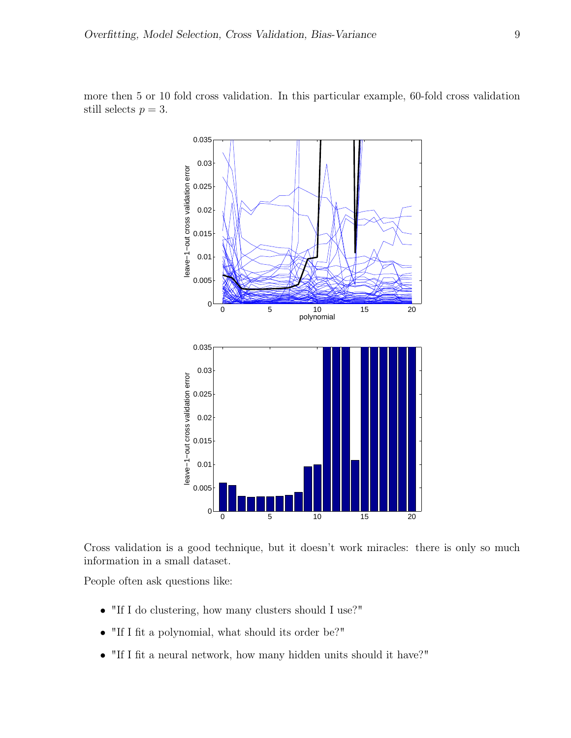more then 5 or 10 fold cross validation. In this particular example, 60-fold cross validation still selects $p = 3$.

Cross validation is a good technique, but it doesn't work miracles: there is only so much information in a small dataset.

People often ask questions like:

- "If I do clustering, how many clusters should I use?"
- "If I fit a polynomial, what should its order be?"
- "If I fit a neural network, how many hidden units should it have?"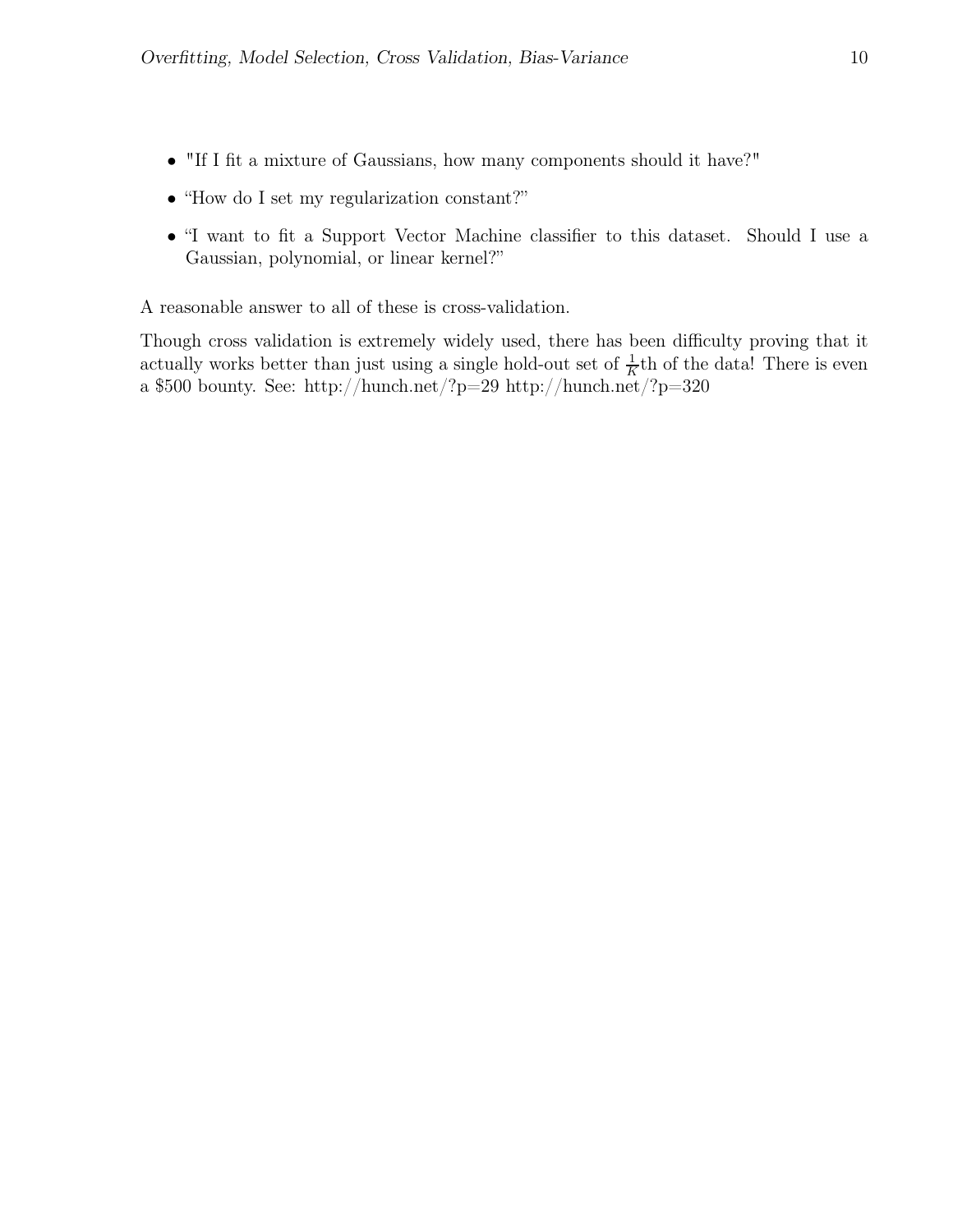- "If I fit a mixture of Gaussians, how many components should it have?"
- “How do I set my regularization constant?”
- “I want to fit a Support Vector Machine classifier to this dataset. Should I use a Gaussian, polynomial, or linear kernel?”

A reasonable answer to all of these is cross-validation.

Though cross validation is extremely widely used, there has been difficulty proving that it actually works better than just using a single hold-out set of $\frac{1}{K}$th of the data! There is even a $500 bounty. See: http://hunch.net/?p=29 http://hunch.net/?p=320